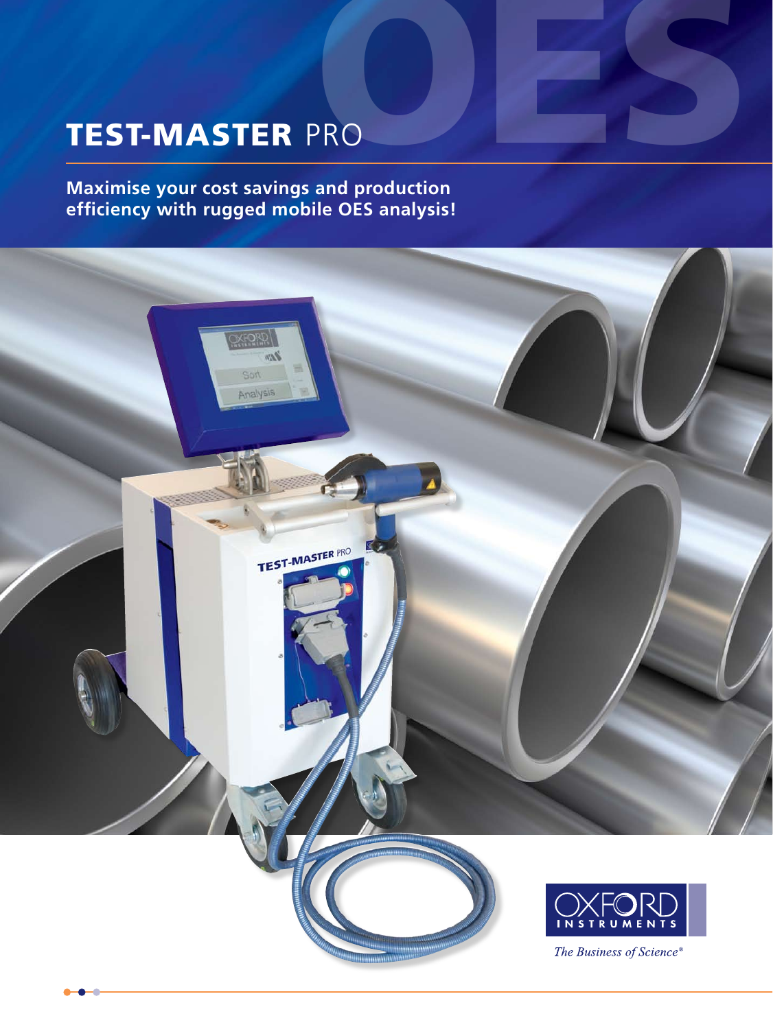# TEST-MASTER PRO

**Maximise your cost savings and production efficiency with rugged mobile OES analysis!**

*The Business of Science®*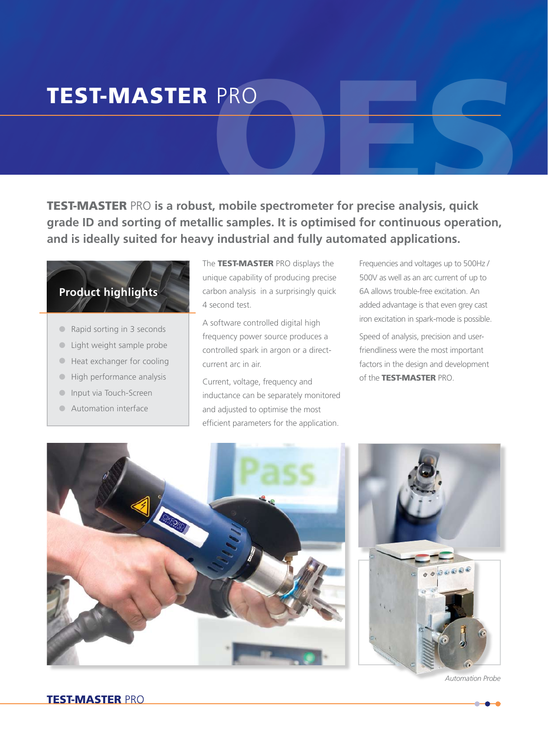# **TEST-MASTER** PRO

**TEST-MASTER PRO is a robust, mobile spectrometer for precise analysis, quick grade ID and sorting of metallic samples. It is optimised for continuous operation, and is ideally suited for heavy industrial and fully automated applications.**

### Product highlights

- Rapid sorting in 3 seconds
- Light weight sample probe
- Heat exchanger for cooling
- High performance analysis
- Input via Touch-Screen
- Automation interface

The **TEST-MASTER** PRO displays the unique capability of producing precise carbon analysis in a surprisingly quick 4 second test.

A software controlled digital high frequency power source produces a controlled spark in argon or a direct-current arc in air.

Current, voltage, frequency and inductance can be separately monitored and adjusted to optimise the most efficient parameters for the application.

Frequencies and voltages up to 500Hz / 500V as well as an arc current of up to 6A allows trouble-free excitation. An added advantage is that even grey cast iron excitation in spark-mode is possible.

Speed of analysis, precision and user-friendliness were the most important factors in the design and development of the **TEST-MASTER** PRO.

*Automation Probe*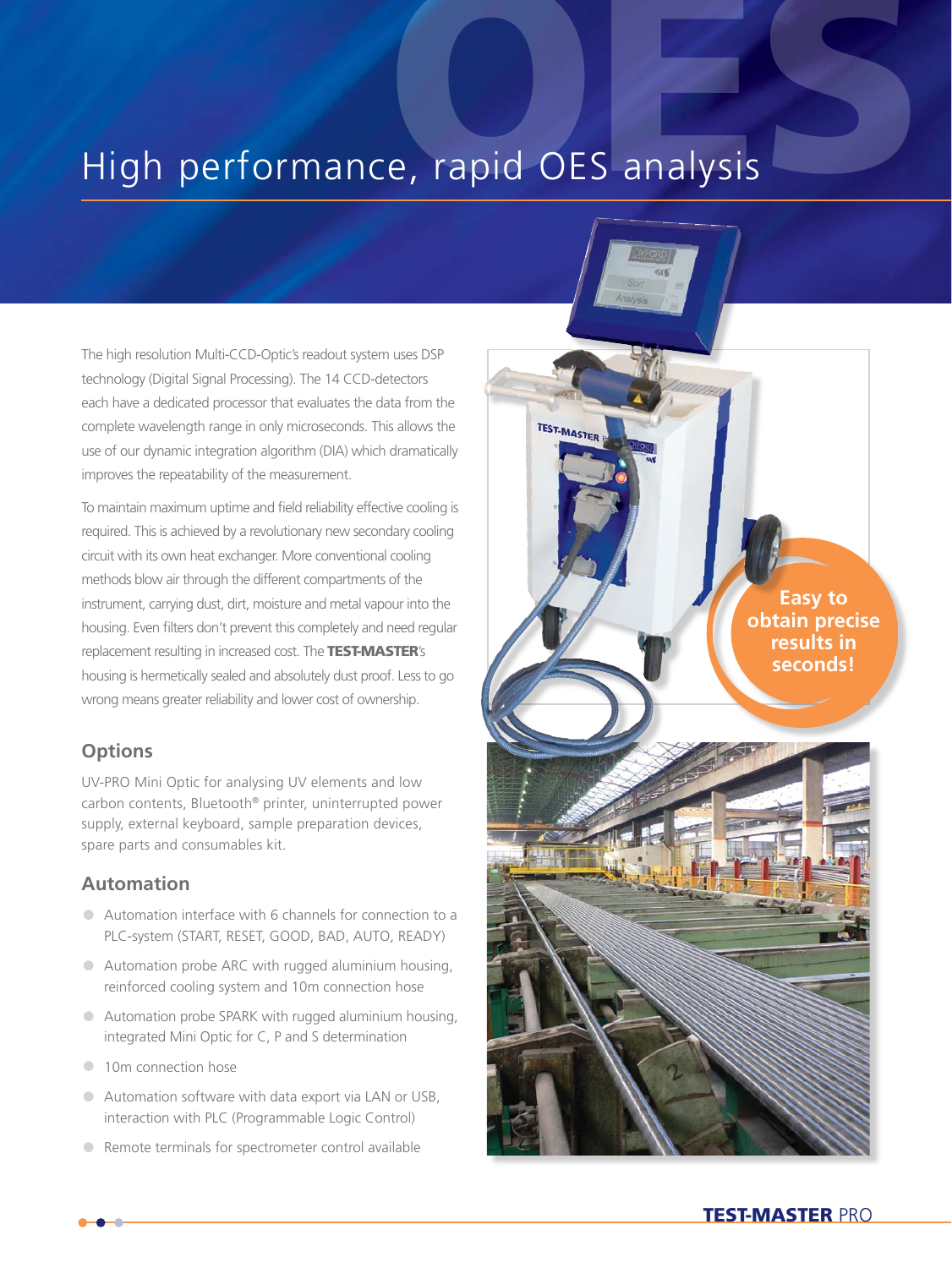# High performance, rapid OES analysis

The high resolution Multi-CCD-Optic's readout system uses DSP technology (Digital Signal Processing). The 14 CCD-detectors each have a dedicated processor that evaluates the data from the complete wavelength range in only microseconds. This allows the use of our dynamic integration algorithm (DIA) which dramatically improves the repeatability of the measurement.

To maintain maximum uptime and field reliability effective cooling is required. This is achieved by a revolutionary new secondary cooling circuit with its own heat exchanger. More conventional cooling methods blow air through the different compartments of the instrument, carrying dust, dirt, moisture and metal vapour into the housing. Even filters don't prevent this completely and need regular replacement resulting in increased cost. The **TEST-MASTER**'s housing is hermetically sealed and absolutely dust proof. Less to go wrong means greater reliability and lower cost of ownership.

## Options

UV-PRO Mini Optic for analysing UV elements and low carbon contents, Bluetooth® printer, uninterrupted power supply, external keyboard, sample preparation devices, spare parts and consumables kit.

## Automation

- Automation interface with 6 channels for connection to a PLC-system (START, RESET, GOOD, BAD, AUTO, READY)
- Automation probe ARC with rugged aluminium housing, reinforced cooling system and 10m connection hose
- Automation probe SPARK with rugged aluminium housing, integrated Mini Optic for C, P and S determination
- 10m connection hose
- Automation software with data export via LAN or USB, interaction with PLC (Programmable Logic Control)
- Remote terminals for spectrometer control available

**Easy to obtain precise results in seconds!**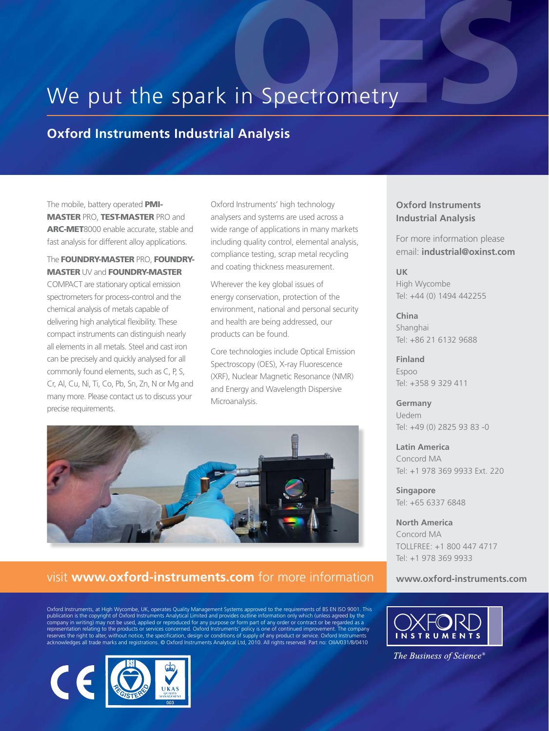# We put the spark in Spectrometry

## Oxford Instruments Industrial Analysis

The mobile, battery operated **PMI-MASTER** PRO, **TEST-MASTER** PRO and **ARC-MET**8000 enable accurate, stable and fast analysis for different alloy applications.

The **FOUNDRY-MASTER** PRO, **FOUNDRY-MASTER** UV and **FOUNDRY-MASTER** COMPACT are stationary optical emission spectrometers for process-control and the chemical analysis of metals capable of delivering high analytical flexibility. These compact instruments can distinguish nearly all elements in all metals. Steel and cast iron can be precisely and quickly analysed for all commonly found elements, such as C, P, S, Cr, Al, Cu, Ni, Ti, Co, Pb, Sn, Zn, N or Mg and many more. Please contact us to discuss your precise requirements.

Oxford Instruments' high technology analysers and systems are used across a wide range of applications in many markets including quality control, elemental analysis, compliance testing, scrap metal recycling and coating thickness measurement.

Wherever the key global issues of energy conservation, protection of the environment, national and personal security and health are being addressed, our products can be found.

Core technologies include Optical Emission Spectroscopy (OES), X-ray Fluorescence (XRF), Nuclear Magnetic Resonance (NMR) and Energy and Wavelength Dispersive Microanalysis.

visit **www.oxford-instruments.com** for more information

**Oxford Instruments Industrial Analysis**

For more information please email: **industrial@oxinst.com**

**UK**
High Wycombe
Tel: +44 (0) 1494 442255

**China**
Shanghai
Tel: +86 21 6132 9688

**Finland**
Espoo
Tel: +358 9 329 411

**Germany**
Uedem
Tel: +49 (0) 2825 93 83 -0

**Latin America**
Concord MA
Tel: +1 978 369 9933 Ext. 220

**Singapore**
Tel: +65 6337 6848

**North America**
Concord MA
TOLLFREE: +1 800 447 4717
Tel: +1 978 369 9933

**www.oxford-instruments.com**

Oxford Instruments, at High Wycombe, UK, operates Quality Management Systems approved to the requirements of BS EN ISO 9001. This publication is the copyright of Oxford Instruments Analytical Limited and provides outline information only which (unless agreed by the company in writing) may not be used, applied or reproduced for any purpose or form part of any order or contract or be regarded as a representation relating to the products or services concerned. Oxford Instruments' policy is one of continued improvement. The company reserves the right to alter, without notice, the specification, design or conditions of supply of any product or service. Oxford Instruments acknowledges all trade marks and registrations. © Oxford Instruments Analytical Ltd, 2010. All rights reserved. Part no: OIIA/031/B/0410

OXFORD INSTRUMENTS

*The Business of Science®*